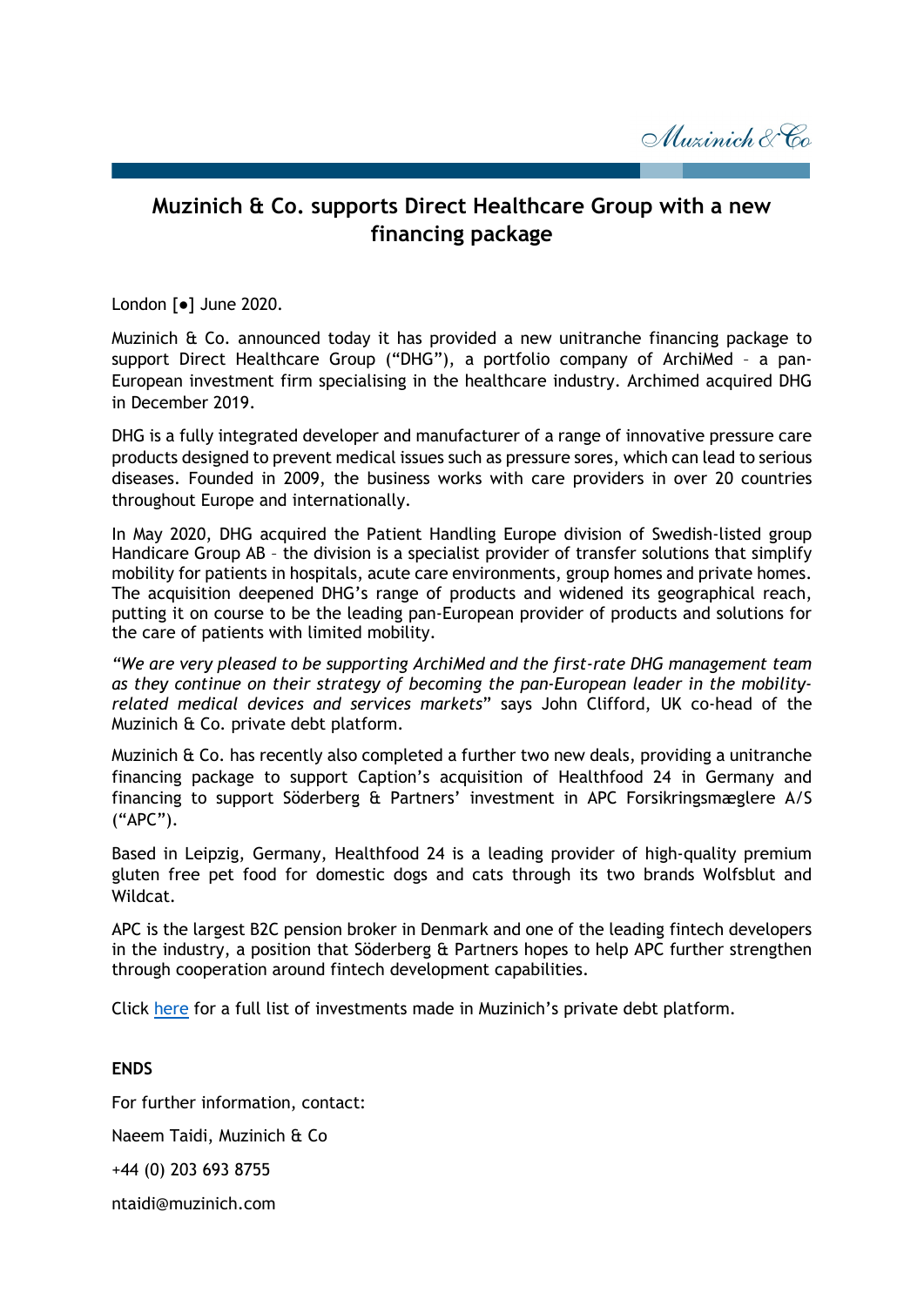# Muzinich & Co. supports Direct Healthcare Group with a new financing package

London [●] June 2020.

Muzinich & Co. announced today it has provided a new unitranche financing package to support Direct Healthcare Group ("DHG"), a portfolio company of ArchiMed – a pan-European investment firm specialising in the healthcare industry. Archimed acquired DHG in December 2019.

DHG is a fully integrated developer and manufacturer of a range of innovative pressure care products designed to prevent medical issues such as pressure sores, which can lead to serious diseases. Founded in 2009, the business works with care providers in over 20 countries throughout Europe and internationally.

In May 2020, DHG acquired the Patient Handling Europe division of Swedish-listed group Handicare Group AB – the division is a specialist provider of transfer solutions that simplify mobility for patients in hospitals, acute care environments, group homes and private homes. The acquisition deepened DHG's range of products and widened its geographical reach, putting it on course to be the leading pan-European provider of products and solutions for the care of patients with limited mobility.

*"We are very pleased to be supporting ArchiMed and the first-rate DHG management team as they continue on their strategy of becoming the pan-European leader in the mobility-related medical devices and services markets*" says John Clifford, UK co-head of the Muzinich & Co. private debt platform.

Muzinich & Co. has recently also completed a further two new deals, providing a unitranche financing package to support Caption's acquisition of Healthfood 24 in Germany and financing to support Söderberg & Partners' investment in APC Forsikringsmæglere A/S ("APC").

Based in Leipzig, Germany, Healthfood 24 is a leading provider of high-quality premium gluten free pet food for domestic dogs and cats through its two brands Wolfsblut and Wildcat.

APC is the largest B2C pension broker in Denmark and one of the leading fintech developers in the industry, a position that Söderberg & Partners hopes to help APC further strengthen through cooperation around fintech development capabilities.

Click here for a full list of investments made in Muzinich's private debt platform.

**ENDS**

For further information, contact:

Naeem Taidi, Muzinich & Co

+44 (0) 203 693 8755

ntaidi@muzinich.com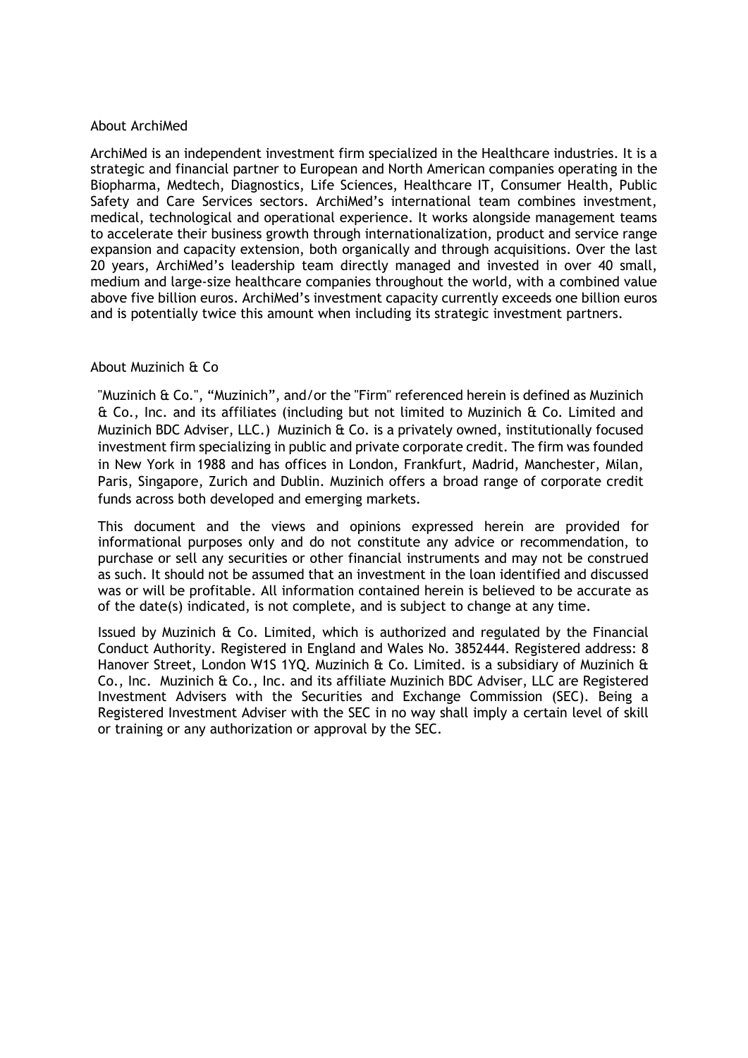## About ArchiMed

ArchiMed is an independent investment firm specialized in the Healthcare industries. It is a strategic and financial partner to European and North American companies operating in the Biopharma, Medtech, Diagnostics, Life Sciences, Healthcare IT, Consumer Health, Public Safety and Care Services sectors. ArchiMed's international team combines investment, medical, technological and operational experience. It works alongside management teams to accelerate their business growth through internationalization, product and service range expansion and capacity extension, both organically and through acquisitions. Over the last 20 years, ArchiMed's leadership team directly managed and invested in over 40 small, medium and large-size healthcare companies throughout the world, with a combined value above five billion euros. ArchiMed's investment capacity currently exceeds one billion euros and is potentially twice this amount when including its strategic investment partners.

## About Muzinich & Co

"Muzinich & Co.", "Muzinich", and/or the "Firm" referenced herein is defined as Muzinich & Co., Inc. and its affiliates (including but not limited to Muzinich & Co. Limited and Muzinich BDC Adviser, LLC.) Muzinich & Co. is a privately owned, institutionally focused investment firm specializing in public and private corporate credit. The firm was founded in New York in 1988 and has offices in London, Frankfurt, Madrid, Manchester, Milan, Paris, Singapore, Zurich and Dublin. Muzinich offers a broad range of corporate credit funds across both developed and emerging markets.

This document and the views and opinions expressed herein are provided for informational purposes only and do not constitute any advice or recommendation, to purchase or sell any securities or other financial instruments and may not be construed as such. It should not be assumed that an investment in the loan identified and discussed was or will be profitable. All information contained herein is believed to be accurate as of the date(s) indicated, is not complete, and is subject to change at any time.

Issued by Muzinich & Co. Limited, which is authorized and regulated by the Financial Conduct Authority. Registered in England and Wales No. 3852444. Registered address: 8 Hanover Street, London W1S 1YQ. Muzinich & Co. Limited. is a subsidiary of Muzinich & Co., Inc. Muzinich & Co., Inc. and its affiliate Muzinich BDC Adviser, LLC are Registered Investment Advisers with the Securities and Exchange Commission (SEC). Being a Registered Investment Adviser with the SEC in no way shall imply a certain level of skill or training or any authorization or approval by the SEC.